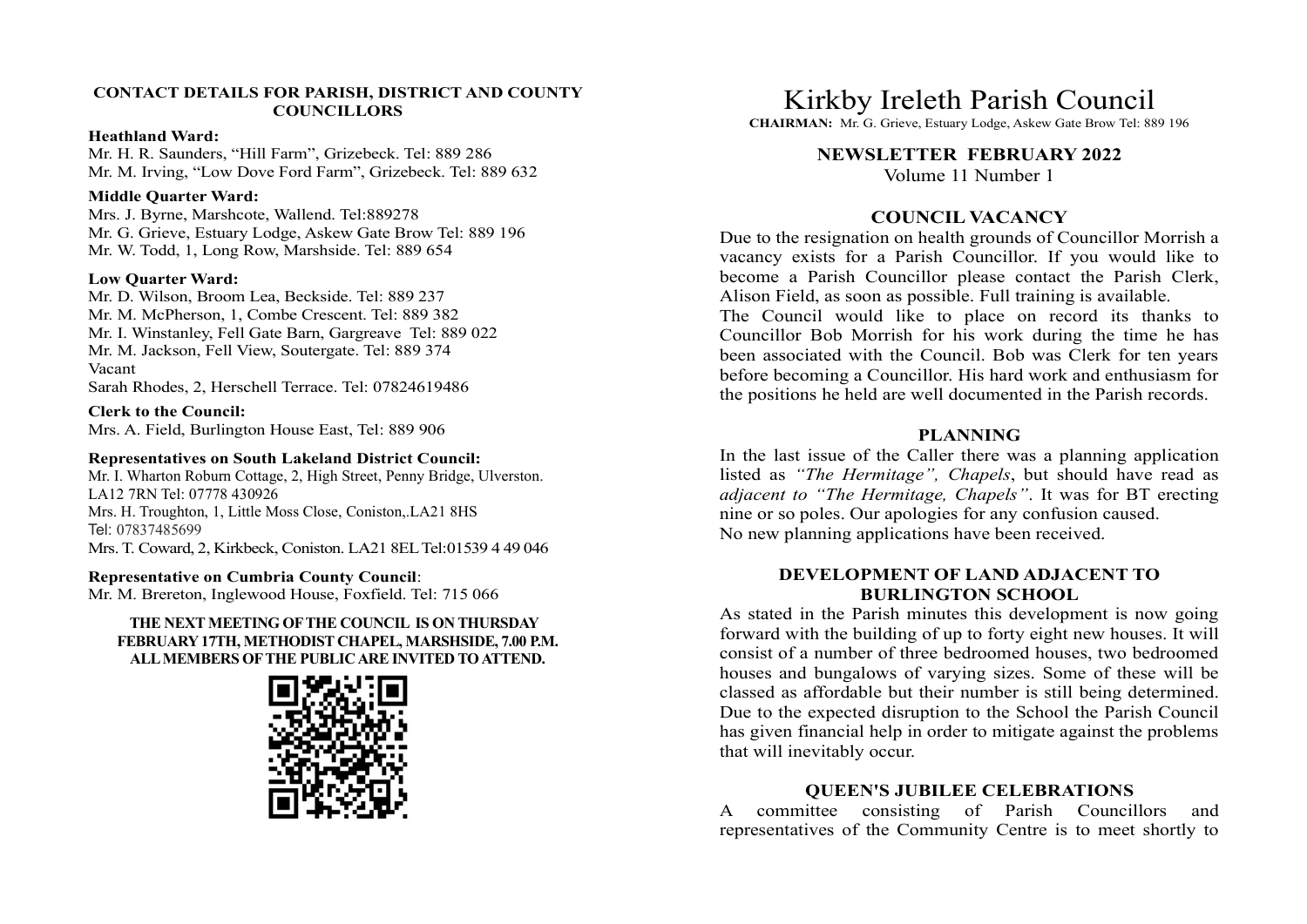**CONTACT DETAILS FOR PARISH, DISTRICT AND COUNTY COUNCILLORS**

**Heathland Ward:**
Mr. H. R. Saunders, "Hill Farm", Grizebeck. Tel: 889 286
Mr. M. Irving, "Low Dove Ford Farm", Grizebeck. Tel: 889 632

**Middle Quarter Ward:**
Mrs. J. Byrne, Marshcote, Wallend. Tel:889278
Mr. G. Grieve, Estuary Lodge, Askew Gate Brow Tel: 889 196
Mr. W. Todd, 1, Long Row, Marshside. Tel: 889 654

**Low Quarter Ward:**
Mr. D. Wilson, Broom Lea, Beckside. Tel: 889 237
Mr. M. McPherson, 1, Combe Crescent. Tel: 889 382
Mr. I. Winstanley, Fell Gate Barn, Gargreave Tel: 889 022
Mr. M. Jackson, Fell View, Soutergate. Tel: 889 374
Vacant
Sarah Rhodes, 2, Herschell Terrace. Tel: 07824619486

**Clerk to the Council:**
Mrs. A. Field, Burlington House East, Tel: 889 906

**Representatives on South Lakeland District Council:**
Mr. I. Wharton Roburn Cottage, 2, High Street, Penny Bridge, Ulverston. LA12 7RN Tel: 07778 430926
Mrs. H. Troughton, 1, Little Moss Close, Coniston,.LA21 8HS Tel: 07837485699
Mrs. T. Coward, 2, Kirkbeck, Coniston. LA21 8EL Tel:01539 4 49 046

**Representative on Cumbria County Council**:
Mr. M. Brereton, Inglewood House, Foxfield. Tel: 715 066

**THE NEXT MEETING OF THE COUNCIL IS ON THURSDAY FEBRUARY 17TH, METHODIST CHAPEL, MARSHSIDE, 7.00 P.M. ALL MEMBERS OF THE PUBLIC ARE INVITED TO ATTEND.**

# Kirkby Ireleth Parish Council

**CHAIRMAN:** Mr. G. Grieve, Estuary Lodge, Askew Gate Brow Tel: 889 196

## NEWSLETTER FEBRUARY 2022

Volume 11 Number 1

### COUNCIL VACANCY

Due to the resignation on health grounds of Councillor Morrish a vacancy exists for a Parish Councillor. If you would like to become a Parish Councillor please contact the Parish Clerk, Alison Field, as soon as possible. Full training is available.
The Council would like to place on record its thanks to Councillor Bob Morrish for his work during the time he has been associated with the Council. Bob was Clerk for ten years before becoming a Councillor. His hard work and enthusiasm for the positions he held are well documented in the Parish records.

### PLANNING

In the last issue of the Caller there was a planning application listed as *"The Hermitage", Chapels*, but should have read as *adjacent to "The Hermitage, Chapels"*. It was for BT erecting nine or so poles. Our apologies for any confusion caused.
No new planning applications have been received.

### DEVELOPMENT OF LAND ADJACENT TO BURLINGTON SCHOOL

As stated in the Parish minutes this development is now going forward with the building of up to forty eight new houses. It will consist of a number of three bedroomed houses, two bedroomed houses and bungalows of varying sizes. Some of these will be classed as affordable but their number is still being determined. Due to the expected disruption to the School the Parish Council has given financial help in order to mitigate against the problems that will inevitably occur.

### QUEEN'S JUBILEE CELEBRATIONS

A committee consisting of Parish Councillors and representatives of the Community Centre is to meet shortly to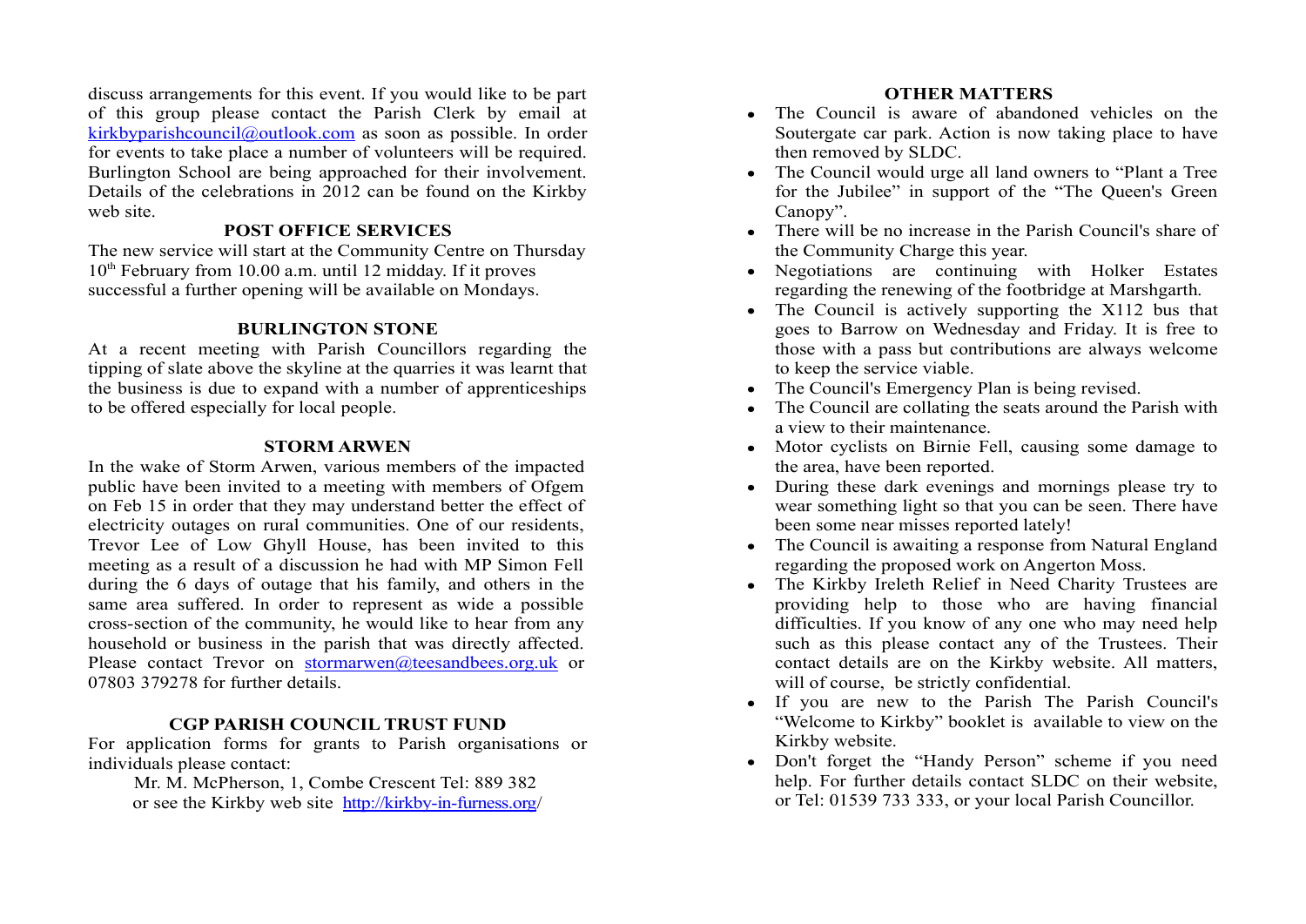discuss arrangements for this event. If you would like to be part of this group please contact the Parish Clerk by email at kirkbyparishcouncil@outlook.com as soon as possible. In order for events to take place a number of volunteers will be required. Burlington School are being approached for their involvement. Details of the celebrations in 2012 can be found on the Kirkby web site.

### POST OFFICE SERVICES

The new service will start at the Community Centre on Thursday 10th February from 10.00 a.m. until 12 midday. If it proves successful a further opening will be available on Mondays.

### BURLINGTON STONE

At a recent meeting with Parish Councillors regarding the tipping of slate above the skyline at the quarries it was learnt that the business is due to expand with a number of apprenticeships to be offered especially for local people.

### STORM ARWEN

In the wake of Storm Arwen, various members of the impacted public have been invited to a meeting with members of Ofgem on Feb 15 in order that they may understand better the effect of electricity outages on rural communities. One of our residents, Trevor Lee of Low Ghyll House, has been invited to this meeting as a result of a discussion he had with MP Simon Fell during the 6 days of outage that his family, and others in the same area suffered. In order to represent as wide a possible cross-section of the community, he would like to hear from any household or business in the parish that was directly affected. Please contact Trevor on stormarwen@teesandbees.org.uk or 07803 379278 for further details.

### CGP PARISH COUNCIL TRUST FUND

For application forms for grants to Parish organisations or individuals please contact:

Mr. M. McPherson, 1, Combe Crescent Tel: 889 382
or see the Kirkby web site http://kirkby-in-furness.org/

### OTHER MATTERS

- The Council is aware of abandoned vehicles on the Soutergate car park. Action is now taking place to have then removed by SLDC.
- The Council would urge all land owners to "Plant a Tree for the Jubilee" in support of the "The Queen's Green Canopy".
- There will be no increase in the Parish Council's share of the Community Charge this year.
- Negotiations are continuing with Holker Estates regarding the renewing of the footbridge at Marshgarth.
- The Council is actively supporting the X112 bus that goes to Barrow on Wednesday and Friday. It is free to those with a pass but contributions are always welcome to keep the service viable.
- The Council's Emergency Plan is being revised.
- The Council are collating the seats around the Parish with a view to their maintenance.
- Motor cyclists on Birnie Fell, causing some damage to the area, have been reported.
- During these dark evenings and mornings please try to wear something light so that you can be seen. There have been some near misses reported lately!
- The Council is awaiting a response from Natural England regarding the proposed work on Angerton Moss.
- The Kirkby Ireleth Relief in Need Charity Trustees are providing help to those who are having financial difficulties. If you know of any one who may need help such as this please contact any of the Trustees. Their contact details are on the Kirkby website. All matters, will of course, be strictly confidential.
- If you are new to the Parish The Parish Council's "Welcome to Kirkby" booklet is available to view on the Kirkby website.
- Don't forget the "Handy Person" scheme if you need help. For further details contact SLDC on their website, or Tel: 01539 733 333, or your local Parish Councillor.